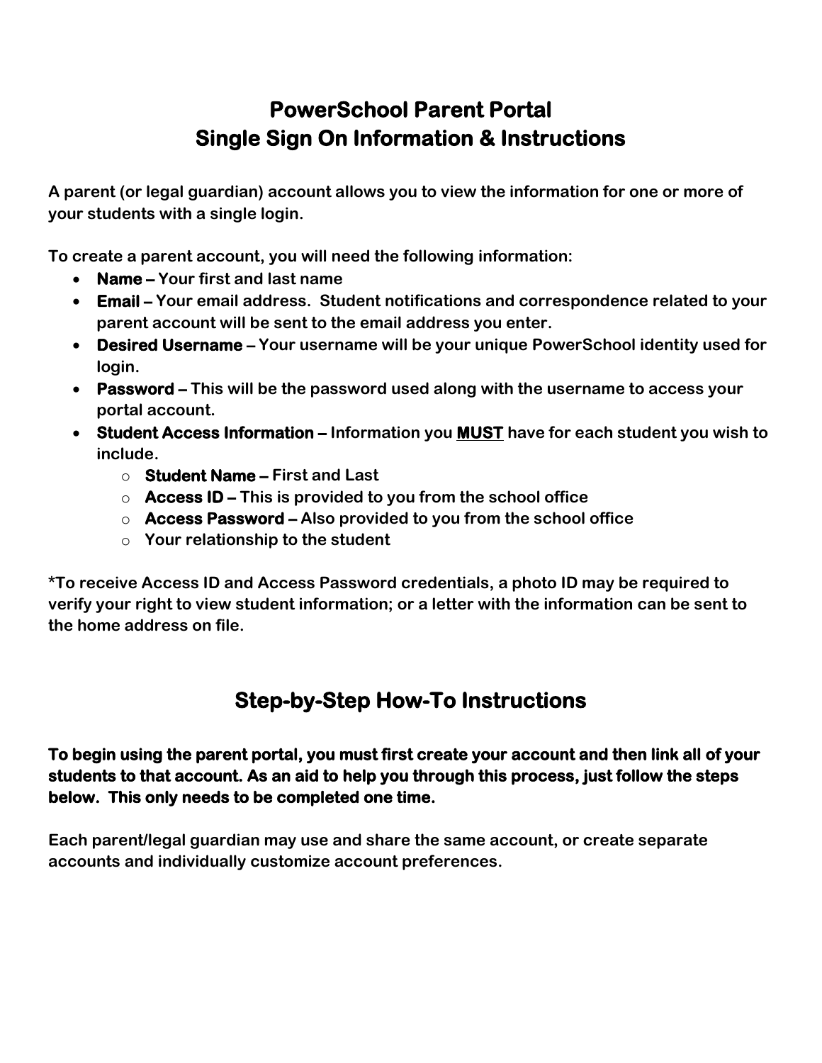# PowerSchool Parent Portal
# Single Sign On Information & Instructions

**A parent (or legal guardian) account allows you to view the information for one or more of your students with a single login.**

**To create a parent account, you will need the following information:**

- **Name –** Your first and last name
- **Email –** Your email address. Student notifications and correspondence related to your parent account will be sent to the email address you enter.
- **Desired Username –** Your username will be your unique PowerSchool identity used for login.
- **Password –** This will be the password used along with the username to access your portal account.
- **Student Access Information –** Information you **MUST** have for each student you wish to include.
    - **Student Name –** First and Last
    - **Access ID –** This is provided to you from the school office
    - **Access Password –** Also provided to you from the school office
    - Your relationship to the student

*To receive Access ID and Access Password credentials, a photo ID may be required to verify your right to view student information; or a letter with the information can be sent to the home address on file.

## Step-by-Step How-To Instructions

**To begin using the parent portal, you must first create your account and then link all of your students to that account. As an aid to help you through this process, just follow the steps below. This only needs to be completed one time.**

Each parent/legal guardian may use and share the same account, or create separate accounts and individually customize account preferences.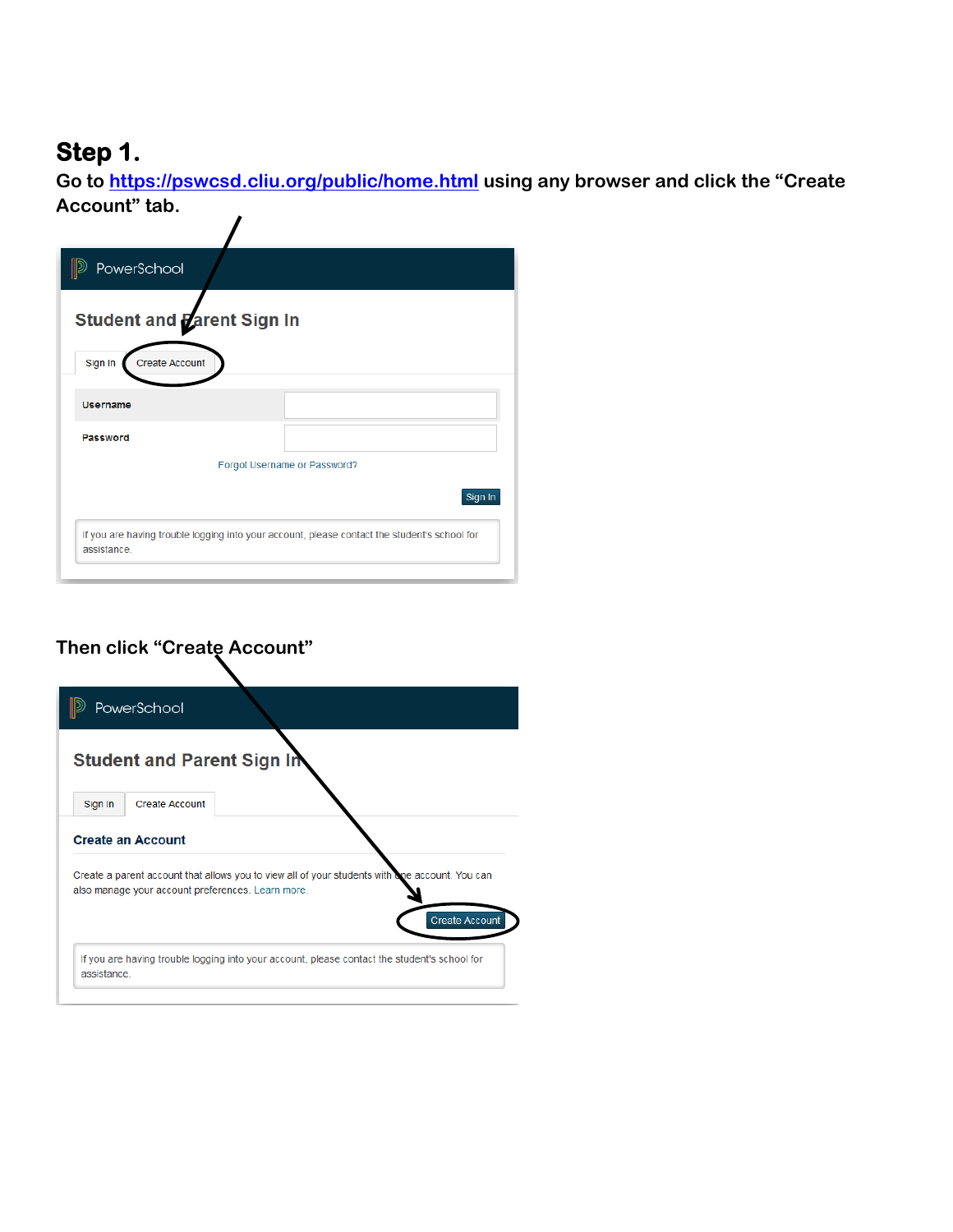## Step 1.

**Go to [https://pswcsd.cliu.org/public/home.html](https://pswcsd.cliu.org/public/home.html) using any browser and click the "Create Account" tab.**

PowerSchool

**Student and Parent Sign In**

Sign In | Create Account

Username

Password

Forgot Username or Password?

Sign In

If you are having trouble logging into your account, please contact the student's school for assistance.

**Then click "Create Account"**

PowerSchool

**Student and Parent Sign In**

Sign In | Create Account

**Create an Account**

Create a parent account that allows you to view all of your students with one account. You can also manage your account preferences. Learn more.

Create Account

If you are having trouble logging into your account, please contact the student's school for assistance.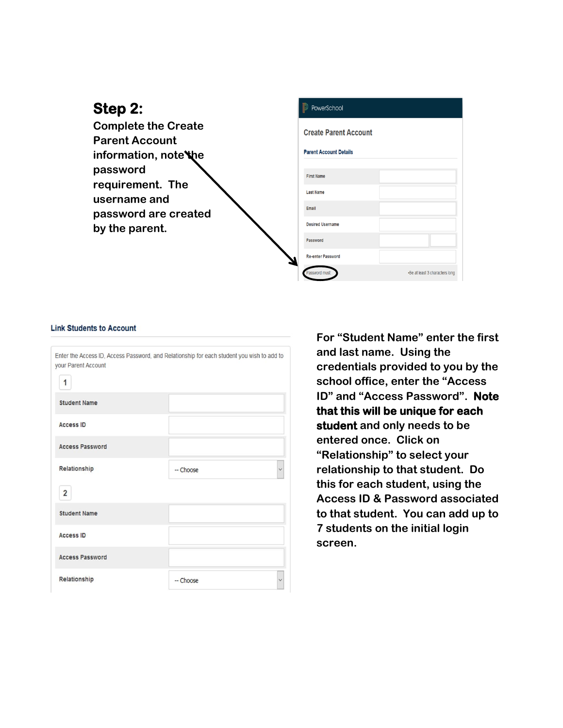## Step 2:

Complete the Create Parent Account information, note the password requirement. The username and password are created by the parent.

PowerSchool

**Create Parent Account**

**Parent Account Details**

| | |
|---|---|
| First Name | |
| Last Name | |
| Email | |
| Desired Username | |
| Password | |
| Re-enter Password | |
| Password must: | •Be at least 3 characters long |

**Link Students to Account**

Enter the Access ID, Access Password, and Relationship for each student you wish to add to your Parent Account

1

| | |
|---|---|
| Student Name | |
| Access ID | |
| Access Password | |
| Relationship | -- Choose |

2

| | |
|---|---|
| Student Name | |
| Access ID | |
| Access Password | |
| Relationship | -- Choose |

For "Student Name" enter the first and last name. Using the credentials provided to you by the school office, enter the "Access ID" and "Access Password". **Note that this will be unique for each student** and only needs to be entered once. Click on "Relationship" to select your relationship to that student. Do this for each student, using the Access ID & Password associated to that student. You can add up to 7 students on the initial login screen.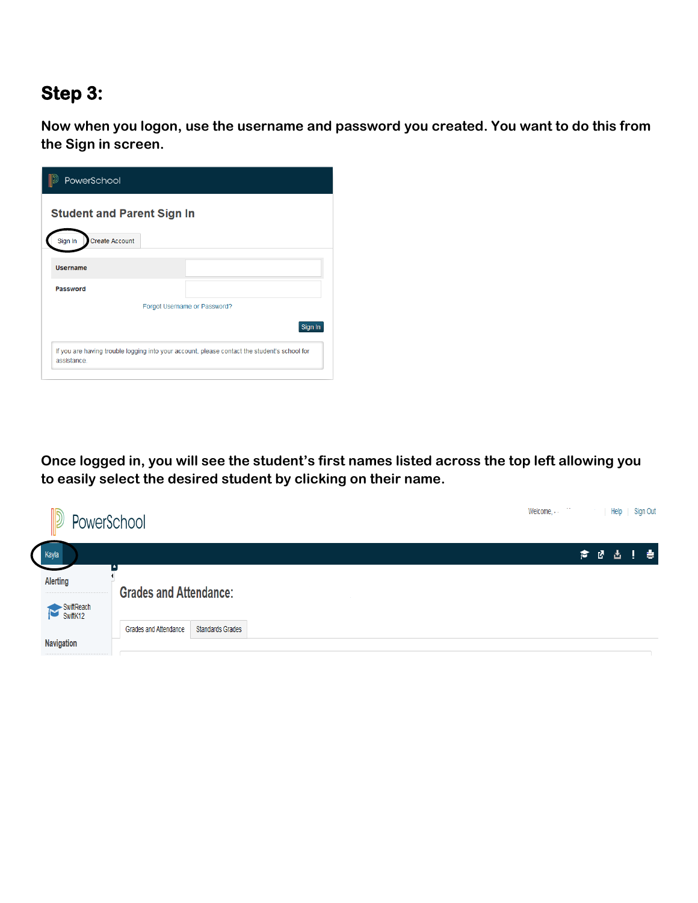## Step 3:

**Now when you logon, use the username and password you created. You want to do this from the Sign in screen.**

**Once logged in, you will see the student's first names listed across the top left allowing you to easily select the desired student by clicking on their name.**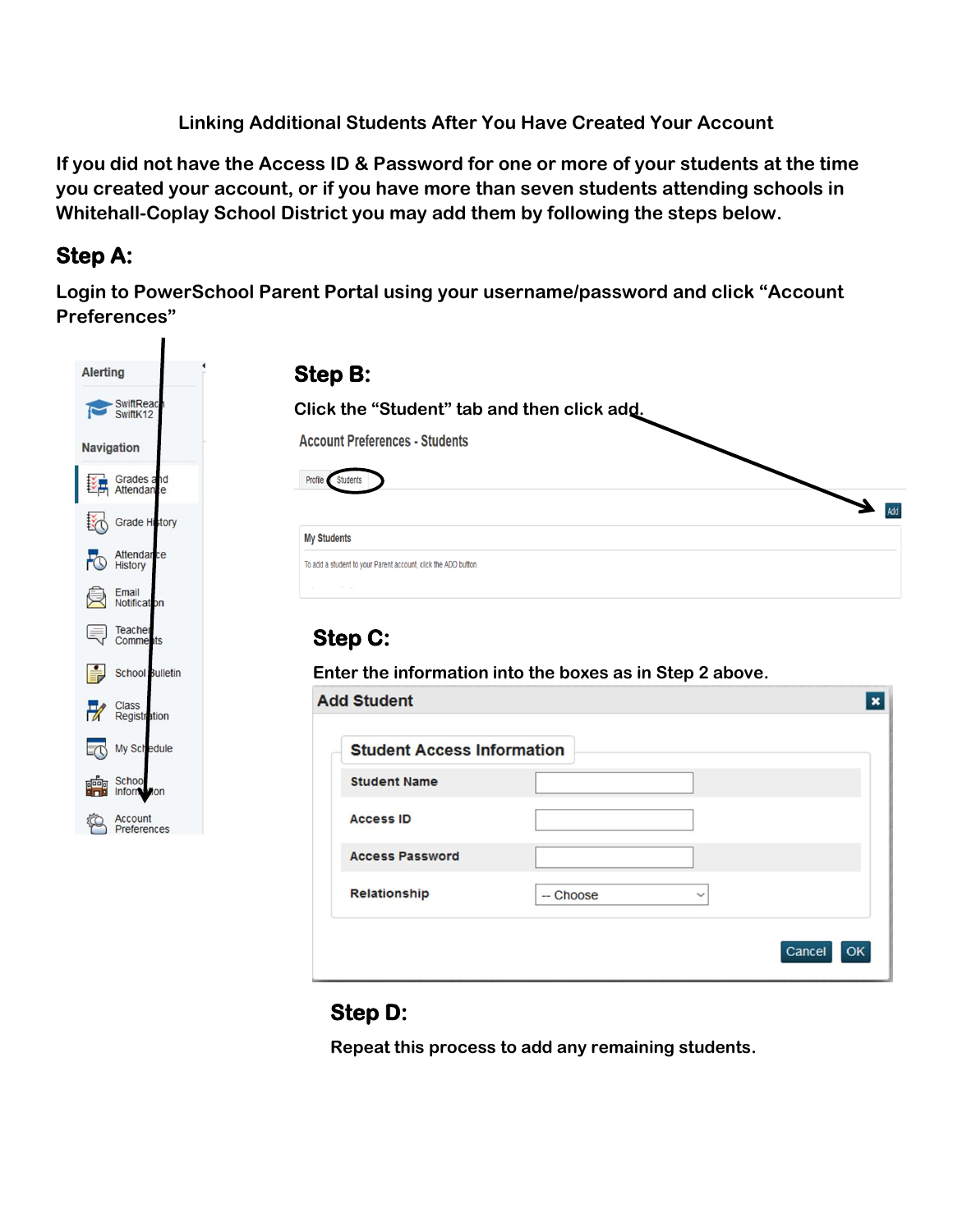Linking Additional Students After You Have Created Your Account

**If you did not have the Access ID & Password for one or more of your students at the time you created your account, or if you have more than seven students attending schools in Whitehall-Coplay School District you may add them by following the steps below.**

## Step A:

**Login to PowerSchool Parent Portal using your username/password and click "Account Preferences"**

Alerting

SwiftReach SwiftK12

Navigation

Grades and Attendance

Grade History

Attendance History

Email Notification

Teacher Comments

School Bulletin

Class Registration

My Schedule

School Information

Account Preferences

## Step B:

Click the "Student" tab and then click add.

Account Preferences - Students

Profile Students

Add

My Students

To add a student to your Parent account, click the ADD button.

## Step C:

Enter the information into the boxes as in Step 2 above.

**Add Student**

**Student Access Information**

| | |
|---|---|
| **Student Name** | |
| **Access ID** | |
| **Access Password** | |
| **Relationship** | -- Choose |

Cancel OK

## Step D:

Repeat this process to add any remaining students.